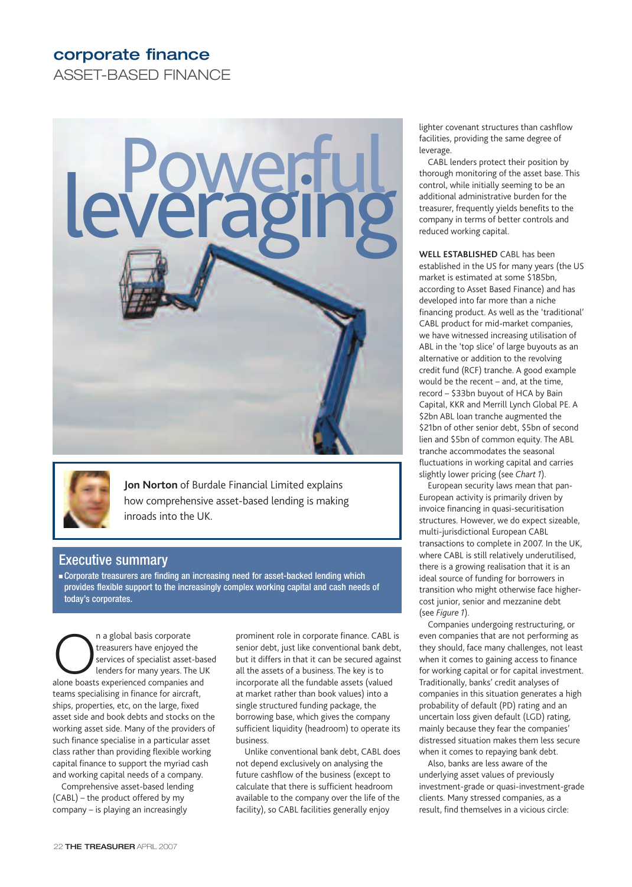# corporate finance

## ASSET-BASED FINANCE

# Powerful leveraging

**Jon Norton** of Burdale Financial Limited explains how comprehensive asset-based lending is making inroads into the UK.

## Executive summary

- Corporate treasurers are finding an increasing need for asset-backed lending which provides flexible support to the increasingly complex working capital and cash needs of today's corporates.

On a global basis corporate treasurers have enjoyed the services of specialist asset-based lenders for many years. The UK alone boasts experienced companies and teams specialising in finance for aircraft, ships, properties, etc, on the large, fixed asset side and book debts and stocks on the working asset side. Many of the providers of such finance specialise in a particular asset class rather than providing flexible working capital finance to support the myriad cash and working capital needs of a company.

Comprehensive asset-based lending (CABL) – the product offered by my company – is playing an increasingly prominent role in corporate finance. CABL is senior debt, just like conventional bank debt, but it differs in that it can be secured against all the assets of a business. The key is to incorporate all the fundable assets (valued at market rather than book values) into a single structured funding package, the borrowing base, which gives the company sufficient liquidity (headroom) to operate its business.

Unlike conventional bank debt, CABL does not depend exclusively on analysing the future cashflow of the business (except to calculate that there is sufficient headroom available to the company over the life of the facility), so CABL facilities generally enjoy lighter covenant structures than cashflow facilities, providing the same degree of leverage.

CABL lenders protect their position by thorough monitoring of the asset base. This control, while initially seeming to be an additional administrative burden for the treasurer, frequently yields benefits to the company in terms of better controls and reduced working capital.

**WELL ESTABLISHED** CABL has been established in the US for many years (the US market is estimated at some $185bn, according to Asset Based Finance) and has developed into far more than a niche financing product. As well as the 'traditional' CABL product for mid-market companies, we have witnessed increasing utilisation of ABL in the 'top slice' of large buyouts as an alternative or addition to the revolving credit fund (RCF) tranche. A good example would be the recent – and, at the time, record – $33bn buyout of HCA by Bain Capital, KKR and Merrill Lynch Global PE. A $2bn ABL loan tranche augmented the $21bn of other senior debt, $5bn of second lien and $5bn of common equity. The ABL tranche accommodates the seasonal fluctuations in working capital and carries slightly lower pricing (see *Chart 1*).

European security laws mean that pan-European activity is primarily driven by invoice financing in quasi-securitisation structures. However, we do expect sizeable, multi-jurisdictional European CABL transactions to complete in 2007. In the UK, where CABL is still relatively underutilised, there is a growing realisation that it is an ideal source of funding for borrowers in transition who might otherwise face higher-cost junior, senior and mezzanine debt (see *Figure 1*).

Companies undergoing restructuring, or even companies that are not performing as they should, face many challenges, not least when it comes to gaining access to finance for working capital or for capital investment. Traditionally, banks' credit analyses of companies in this situation generates a high probability of default (PD) rating and an uncertain loss given default (LGD) rating, mainly because they fear the companies' distressed situation makes them less secure when it comes to repaying bank debt.

Also, banks are less aware of the underlying asset values of previously investment-grade or quasi-investment-grade clients. Many stressed companies, as a result, find themselves in a vicious circle: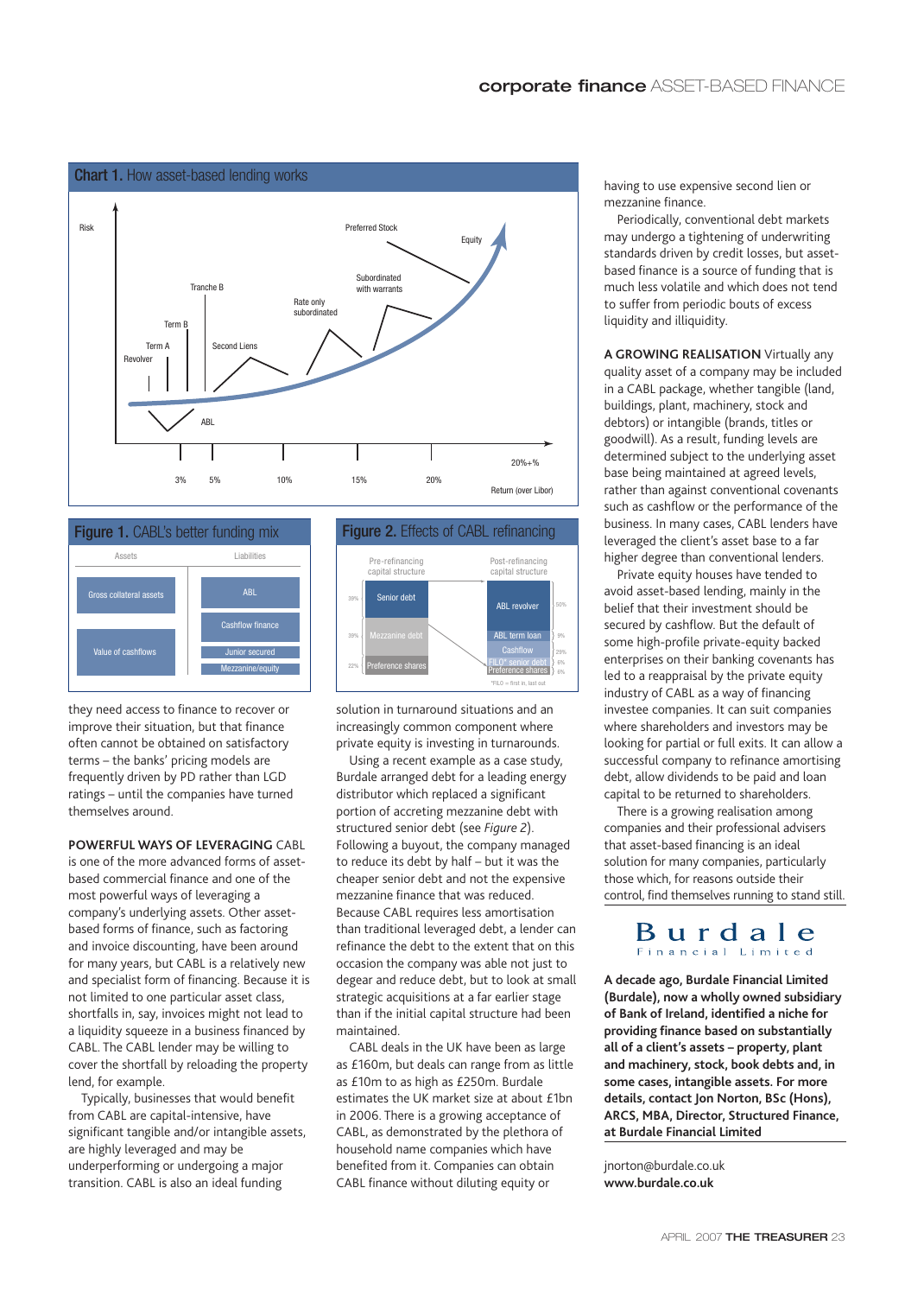## Chart 1. How asset-based lending works

Risk

Preferred Stock

Equity

Subordinated with warrants

Tranche B

Rate only subordinated

Term B

Term A

Second Liens

Revolver

ABL

3%

5%

10%

15%

20%

20%+%

Return (over Libor)

## Figure 1. CABL's better funding mix

Assets

Liabilities

Gross collateral assets

ABL

Cashflow finance

Value of cashflows

Junior secured

Mezzanine/equity

## Figure 2. Effects of CABL refinancing

Pre-refinancing capital structure

Post-refinancing capital structure

39%

Senior debt

39%

Mezzanine debt

22%

Preference shares

ABL revolver

50%

ABL term loan

9%

Cashflow

29%

FILO* senior debt

6%

Preference shares

6%

*FILO = first in, last out

they need access to finance to recover or improve their situation, but that finance often cannot be obtained on satisfactory terms – the banks' pricing models are frequently driven by PD rather than LGD ratings – until the companies have turned themselves around.

**POWERFUL WAYS OF LEVERAGING** CABL is one of the more advanced forms of asset-based commercial finance and one of the most powerful ways of leveraging a company's underlying assets. Other asset-based forms of finance, such as factoring and invoice discounting, have been around for many years, but CABL is a relatively new and specialist form of financing. Because it is not limited to one particular asset class, shortfalls in, say, invoices might not lead to a liquidity squeeze in a business financed by CABL. The CABL lender may be willing to cover the shortfall by reloading the property lend, for example.

Typically, businesses that would benefit from CABL are capital-intensive, have significant tangible and/or intangible assets, are highly leveraged and may be underperforming or undergoing a major transition. CABL is also an ideal funding solution in turnaround situations and an increasingly common component where private equity is investing in turnarounds.

Using a recent example as a case study, Burdale arranged debt for a leading energy distributor which replaced a significant portion of accreting mezzanine debt with structured senior debt (see *Figure 2*). Following a buyout, the company managed to reduce its debt by half – but it was the cheaper senior debt and not the expensive mezzanine finance that was reduced. Because CABL requires less amortisation than traditional leveraged debt, a lender can refinance the debt to the extent that on this occasion the company was able not just to degear and reduce debt, but to look at small strategic acquisitions at a far earlier stage than if the initial capital structure had been maintained.

CABL deals in the UK have been as large as £160m, but deals can range from as little as £10m to as high as £250m. Burdale estimates the UK market size at about £1bn in 2006. There is a growing acceptance of CABL, as demonstrated by the plethora of household name companies which have benefited from it. Companies can obtain CABL finance without diluting equity or having to use expensive second lien or mezzanine finance.

Periodically, conventional debt markets may undergo a tightening of underwriting standards driven by credit losses, but asset-based finance is a source of funding that is much less volatile and which does not tend to suffer from periodic bouts of excess liquidity and illiquidity.

**A GROWING REALISATION** Virtually any quality asset of a company may be included in a CABL package, whether tangible (land, buildings, plant, machinery, stock and debtors) or intangible (brands, titles or goodwill). As a result, funding levels are determined subject to the underlying asset base being maintained at agreed levels, rather than against conventional covenants such as cashflow or the performance of the business. In many cases, CABL lenders have leveraged the client's asset base to a far higher degree than conventional lenders.

Private equity houses have tended to avoid asset-based lending, mainly in the belief that their investment should be secured by cashflow. But the default of some high-profile private-equity backed enterprises on their banking covenants has led to a reappraisal by the private equity industry of CABL as a way of financing investee companies. It can suit companies where shareholders and investors may be looking for partial or full exits. It can allow a successful company to refinance amortising debt, allow dividends to be paid and loan capital to be returned to shareholders.

There is a growing realisation among companies and their professional advisers that asset-based financing is an ideal solution for many companies, particularly those which, for reasons outside their control, find themselves running to stand still.

Burdale
Financial Limited

**A decade ago, Burdale Financial Limited (Burdale), now a wholly owned subsidiary of Bank of Ireland, identified a niche for providing finance based on substantially all of a client's assets – property, plant and machinery, stock, book debts and, in some cases, intangible assets. For more details, contact Jon Norton, BSc (Hons), ARCS, MBA, Director, Structured Finance, at Burdale Financial Limited**

jnorton@burdale.co.uk
**www.burdale.co.uk**